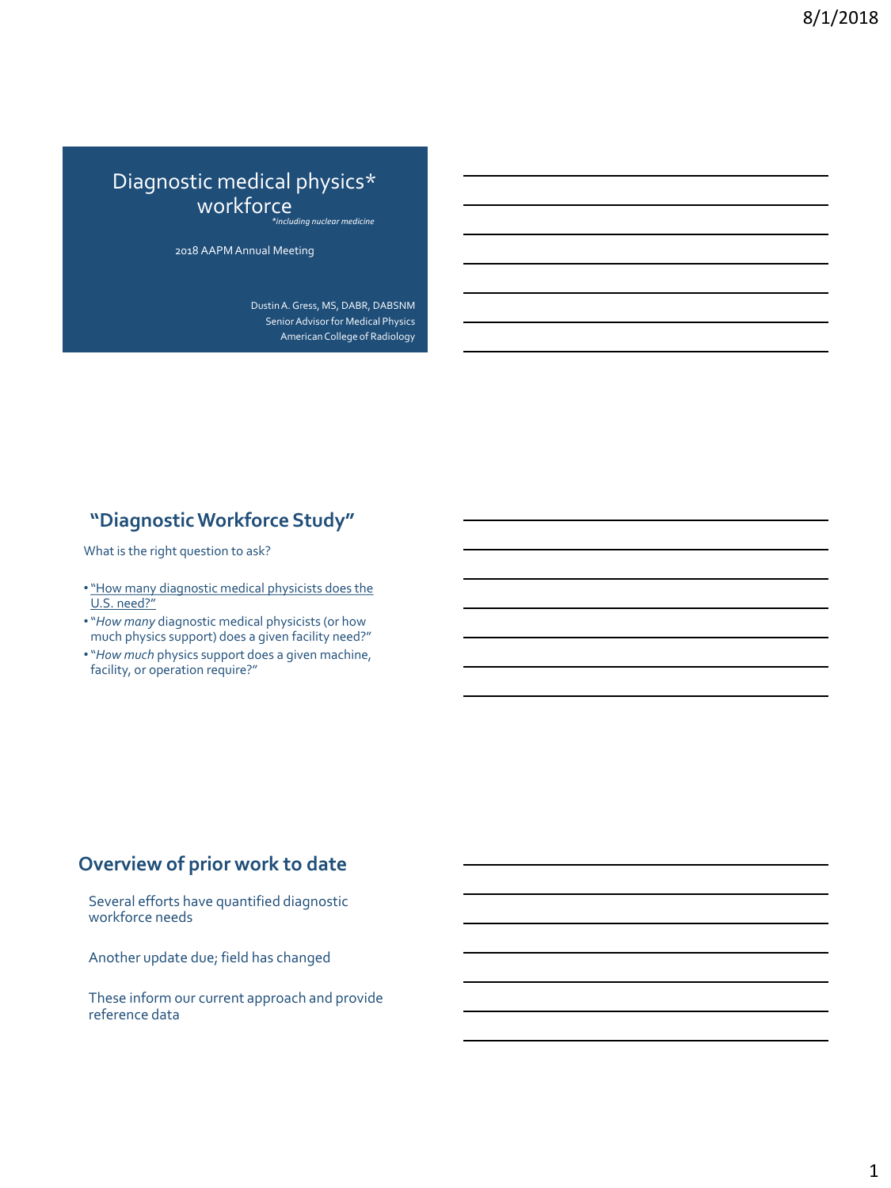# Diagnostic medical physics* workforce

*\*including nuclear medicine*

2018 AAPM Annual Meeting

Dustin A. Gress, MS, DABR, DABSNM
Senior Advisor for Medical Physics
American College of Radiology

## "Diagnostic Workforce Study"

What is the right question to ask?

- "How many diagnostic medical physicists does the U.S. need?"
- "*How many* diagnostic medical physicists (or how much physics support) does a given facility need?"
- "*How much* physics support does a given machine, facility, or operation require?"

## Overview of prior work to date

Several efforts have quantified diagnostic workforce needs

Another update due; field has changed

These inform our current approach and provide reference data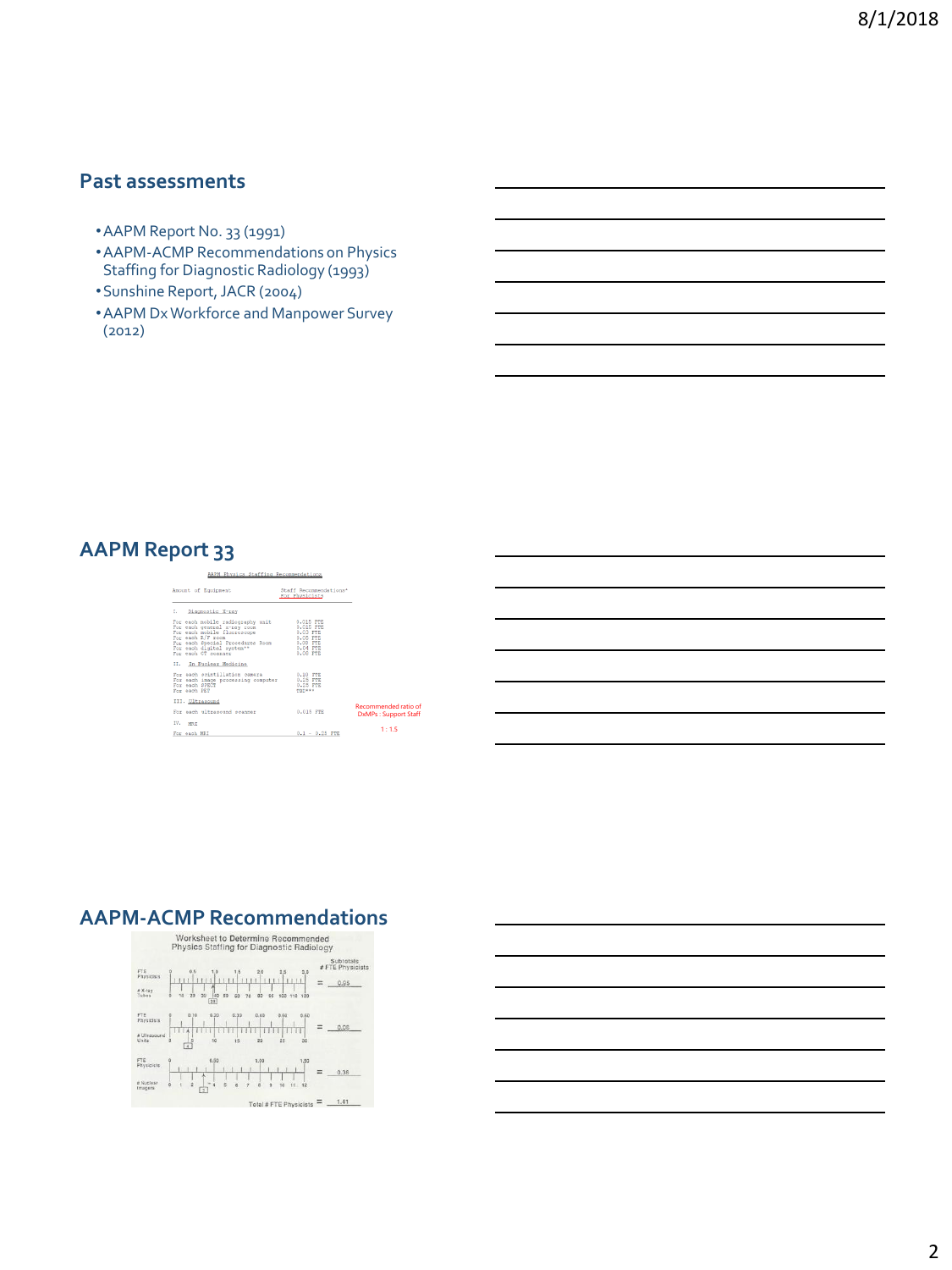## Past assessments

- AAPM Report No. 33 (1991)
- AAPM-ACMP Recommendations on Physics Staffing for Diagnostic Radiology (1993)
- Sunshine Report, JACR (2004)
- AAPM Dx Workforce and Manpower Survey (2012)

## AAPM Report 33

AAPM Physics Staffing Recommendations

| Amount of Equipment | Staff Recommendations* For Physicists |
|---|---|
| I. Diagnostic X-ray | |
| For each mobile radiography unit | 0.015 FTE |
| For each general x-ray room | 0.025 FTE |
| For each mobile fluoroscope | 0.03 FTE |
| For each R/F room | 0.05 FTE |
| For each Special Procedures Room | 0.08 FTE |
| For each digital system** | 0.04 FTE |
| For each CT scanner | 0.08 FTE |
| II. In Nuclear Medicine | |
| For each scintillation camera | 0.10 FTE |
| For each image processing computer | 0.25 FTE |
| For each SPECT | 0.25 FTE |
| For each PET | TBD*** |
| III. Ultrasound | |
| For each ultrasound scanner | 0.015 FTE |
| IV. MRI | |
| For each MRI | 0.1 – 0.25 FTE |

Recommended ratio of DxMPs : Support Staff

1 : 1.5

## AAPM-ACMP Recommendations

Worksheet to Determine Recommended Physics Staffing for Diagnostic Radiology

| | Subtotals # FTE Physicists |
|---|---|
| FTE Physicists / # X-ray Tubes (39) | = 0.95 |
| FTE Physicists / # Ultrasound Units (4) | = 0.08 |
| FTE Physicists / # Nuclear Imagers (3) | = 0.38 |
| Total # FTE Physicists | = 1.41 |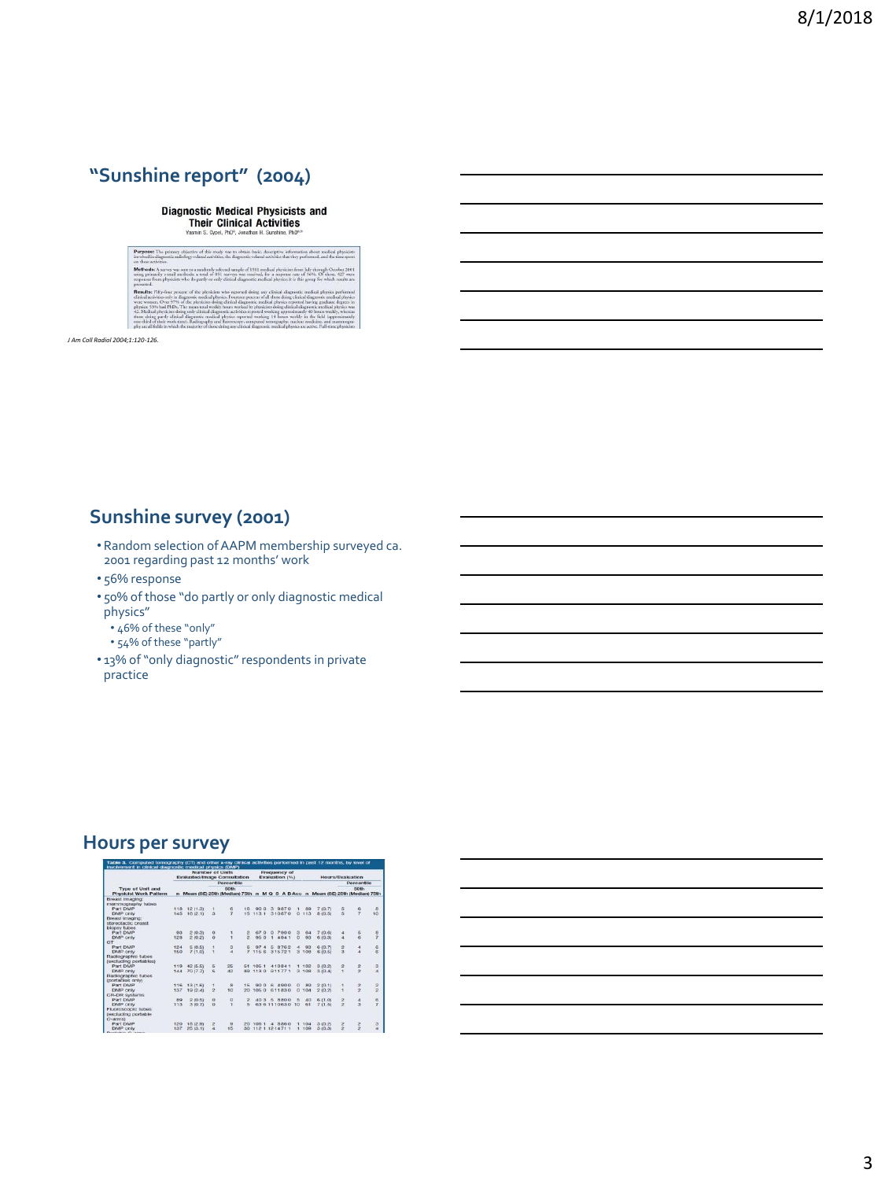## "Sunshine report" (2004)

**Diagnostic Medical Physicists and Their Clinical Activities**

Yasmin S. Dypel, PhD, Jonathan H. Sunshine, PhD

*J Am Coll Radiol 2004;1:120-126.*

## Sunshine survey (2001)

- Random selection of AAPM membership surveyed ca. 2001 regarding past 12 months' work
- 56% response
- 50% of those "do partly or only diagnostic medical physics"
  - 46% of these "only"
  - 54% of these "partly"
- 13% of "only diagnostic" respondents in private practice

## Hours per survey

**Table 3.** Computed tomography (CT) and other x-ray clinical activities performed in past 12 months, by level of involvement in clinical diagnostic medical physics (DMP)

| Type of Unit and Physicist Work Pattern | Number of Units Evaluated/Image Consultation: n | Mean (SE) | 25th | 50th (Median) | 75th | Hours/Evaluation: n | Mean (SE) | 25th | 50th (Median) | 75th |
|---|---|---|---|---|---|---|---|---|---|---|
| Breast imaging: mammography tubes | | | | | | | | | | |
| Part DMP | 118 | 12 (1.3) | 1 | 6 | 16 | 89 | 7 (0.7) | 5 | 6 | 8 |
| DMP only | 145 | 16 (2.1) | 3 | 7 | 15 | 113 | 8 (0.5) | 5 | 7 | 10 |
| Breast imaging: stereotactic breast biopsy tubes | | | | | | | | | | |
| Part DMP | 93 | 2 (0.3) | 0 | 1 | 2 | 64 | 7 (0.6) | 4 | 5 | 8 |
| DMP only | 128 | 2 (0.2) | 0 | 1 | 2 | 93 | 6 (0.3) | 4 | 6 | 7 |
| CT | | | | | | | | | | |
| Part DMP | 124 | 5 (0.5) | 1 | 3 | 6 | 93 | 6 (0.7) | 2 | 4 | 6 |
| DMP only | 150 | 7 (1.0) | 1 | 4 | 7 | 109 | 6 (0.5) | 3 | 4 | 6 |
| Radiographic tubes (excluding portables) | | | | | | | | | | |
| Part DMP | 119 | 42 (5.5) | 5 | 25 | 51 | 102 | 3 (0.2) | 2 | 2 | 3 |
| DMP only | 144 | 70 (7.7) | 5 | 42 | 89 | 108 | 3 (0.4) | 1 | 2 | 4 |
| Radiographic tubes (portables only) | | | | | | | | | | |
| Part DMP | 116 | 13 (1.6) | 1 | 8 | 15 | 80 | 2 (0.1) | 1 | 2 | 2 |
| DMP only | 137 | 19 (2.4) | 2 | 10 | 20 | 104 | 2 (0.2) | 1 | 2 | 2 |
| CR-DR systems | | | | | | | | | | |
| Part DMP | 89 | 2 (0.5) | 0 | 0 | 2 | 40 | 6 (1.0) | 2 | 4 | 6 |
| DMP only | 113 | 3 (0.7) | 0 | 1 | 5 | 61 | 7 (1.5) | 2 | 3 | 7 |
| Fluoroscopic tubes (excluding portable C-arms) | | | | | | | | | | |
| Part DMP | 120 | 18 (2.8) | 2 | 8 | 20 | 104 | 3 (0.2) | 2 | 2 | 3 |
| DMP only | 137 | 25 (3.1) | 4 | 15 | 30 | 109 | 3 (0.3) | 2 | 2 | 4 |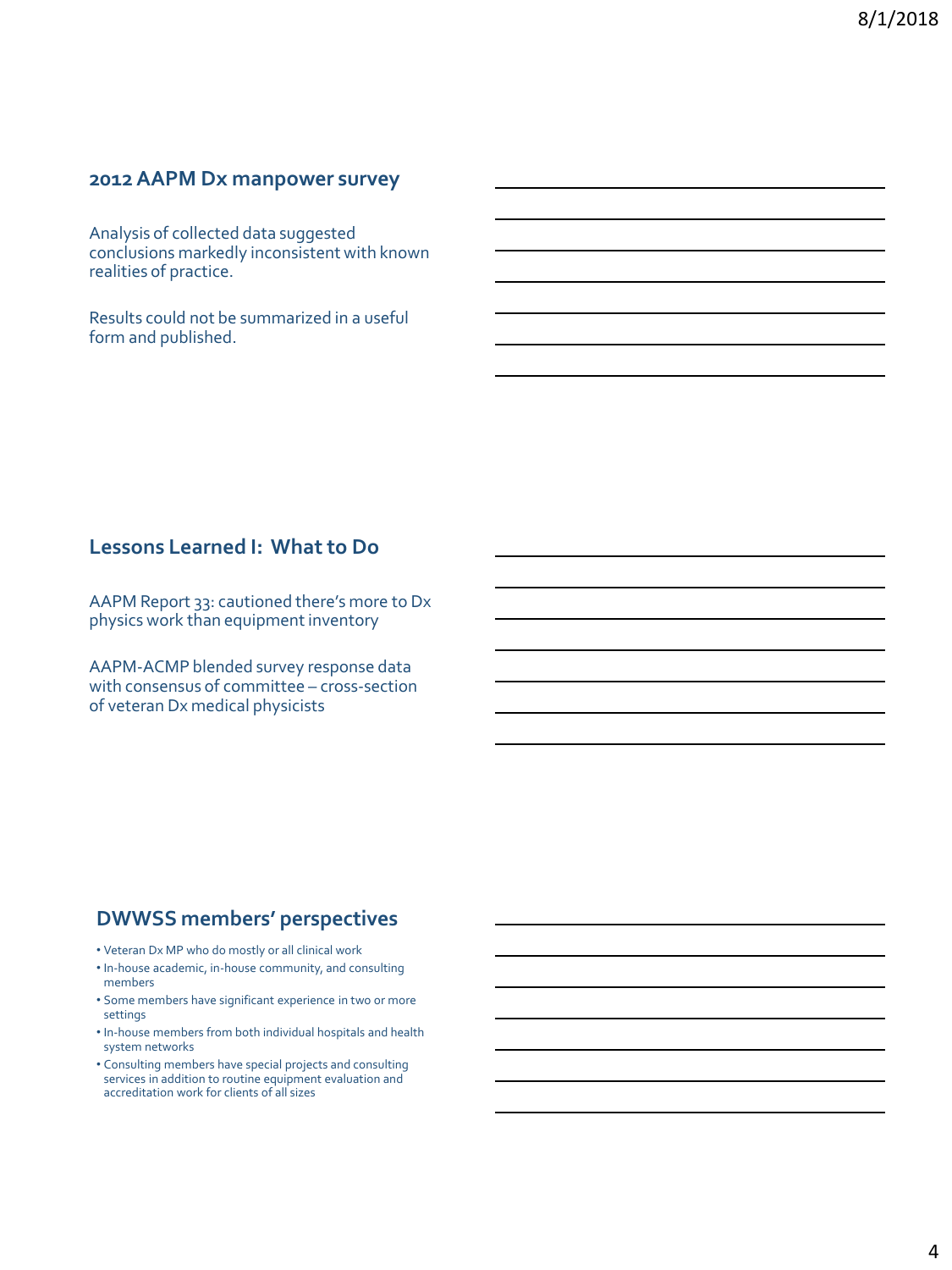## 2012 AAPM Dx manpower survey

Analysis of collected data suggested conclusions markedly inconsistent with known realities of practice.

Results could not be summarized in a useful form and published.

## Lessons Learned I: What to Do

AAPM Report 33: cautioned there's more to Dx physics work than equipment inventory

AAPM-ACMP blended survey response data with consensus of committee – cross-section of veteran Dx medical physicists

## DWWSS members' perspectives

- Veteran Dx MP who do mostly or all clinical work
- In-house academic, in-house community, and consulting members
- Some members have significant experience in two or more settings
- In-house members from both individual hospitals and health system networks
- Consulting members have special projects and consulting services in addition to routine equipment evaluation and accreditation work for clients of all sizes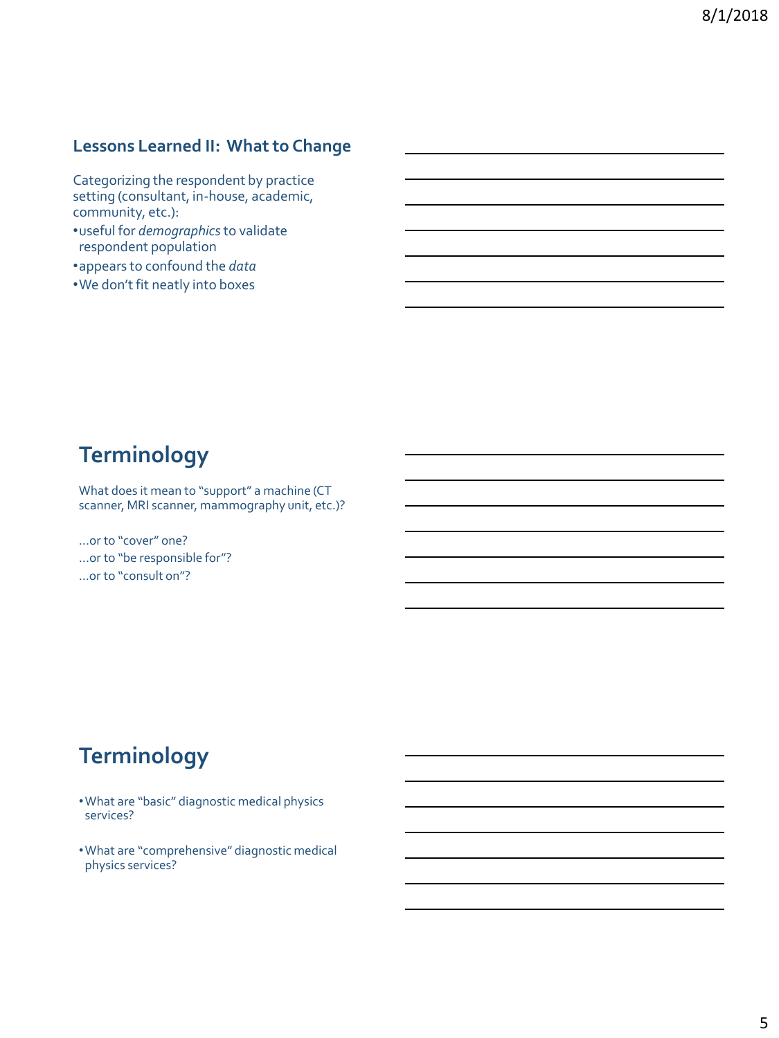## Lessons Learned II: What to Change

Categorizing the respondent by practice setting (consultant, in-house, academic, community, etc.):

- useful for *demographics* to validate respondent population
- appears to confound the *data*
- We don't fit neatly into boxes

## Terminology

What does it mean to "support" a machine (CT scanner, MRI scanner, mammography unit, etc.)?

…or to "cover" one?

…or to "be responsible for"?

…or to "consult on"?

## Terminology

- What are "basic" diagnostic medical physics services?
- What are "comprehensive" diagnostic medical physics services?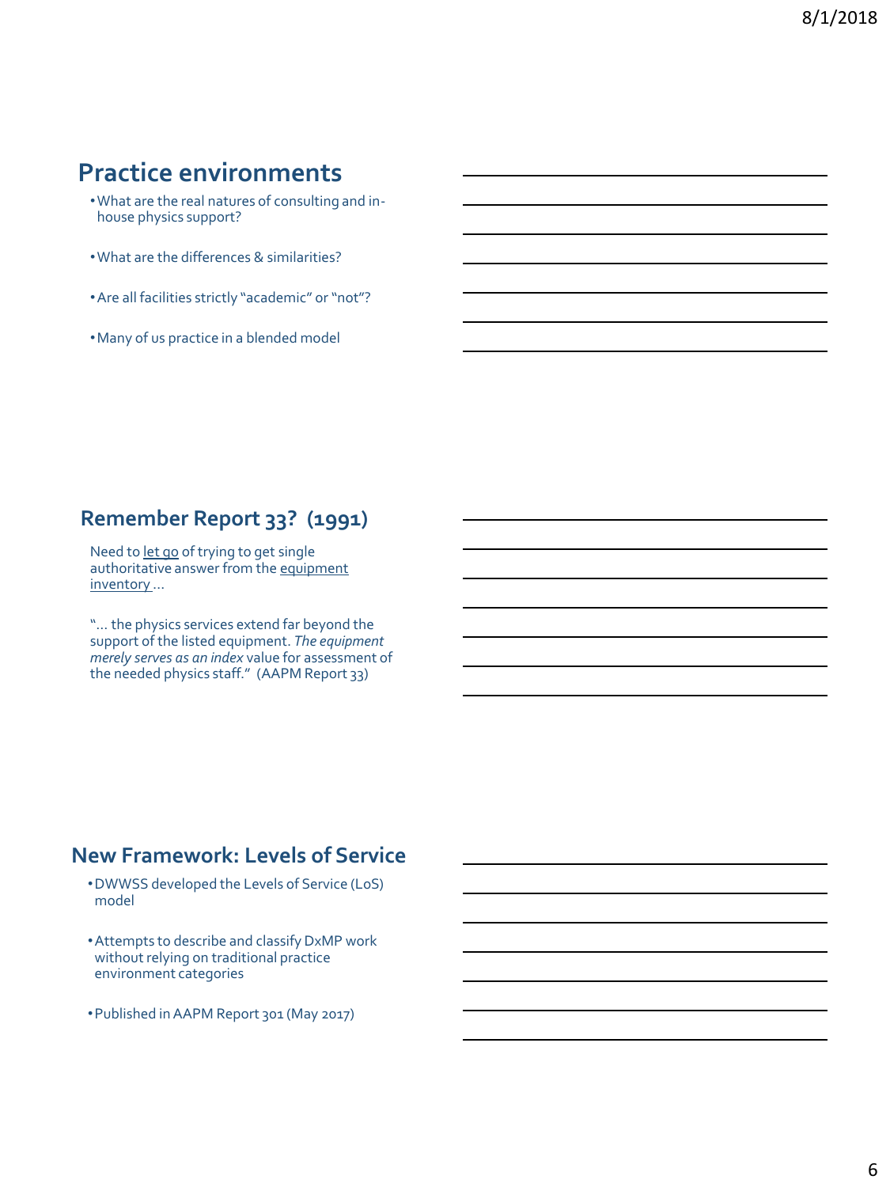## Practice environments

- What are the real natures of consulting and in-house physics support?
- What are the differences & similarities?
- Are all facilities strictly "academic" or "not"?
- Many of us practice in a blended model

## Remember Report 33? (1991)

Need to let go of trying to get single authoritative answer from the equipment inventory …

"… the physics services extend far beyond the support of the listed equipment. *The equipment merely serves as an index* value for assessment of the needed physics staff." (AAPM Report 33)

## New Framework: Levels of Service

- DWWSS developed the Levels of Service (LoS) model
- Attempts to describe and classify DxMP work without relying on traditional practice environment categories
- Published in AAPM Report 301 (May 2017)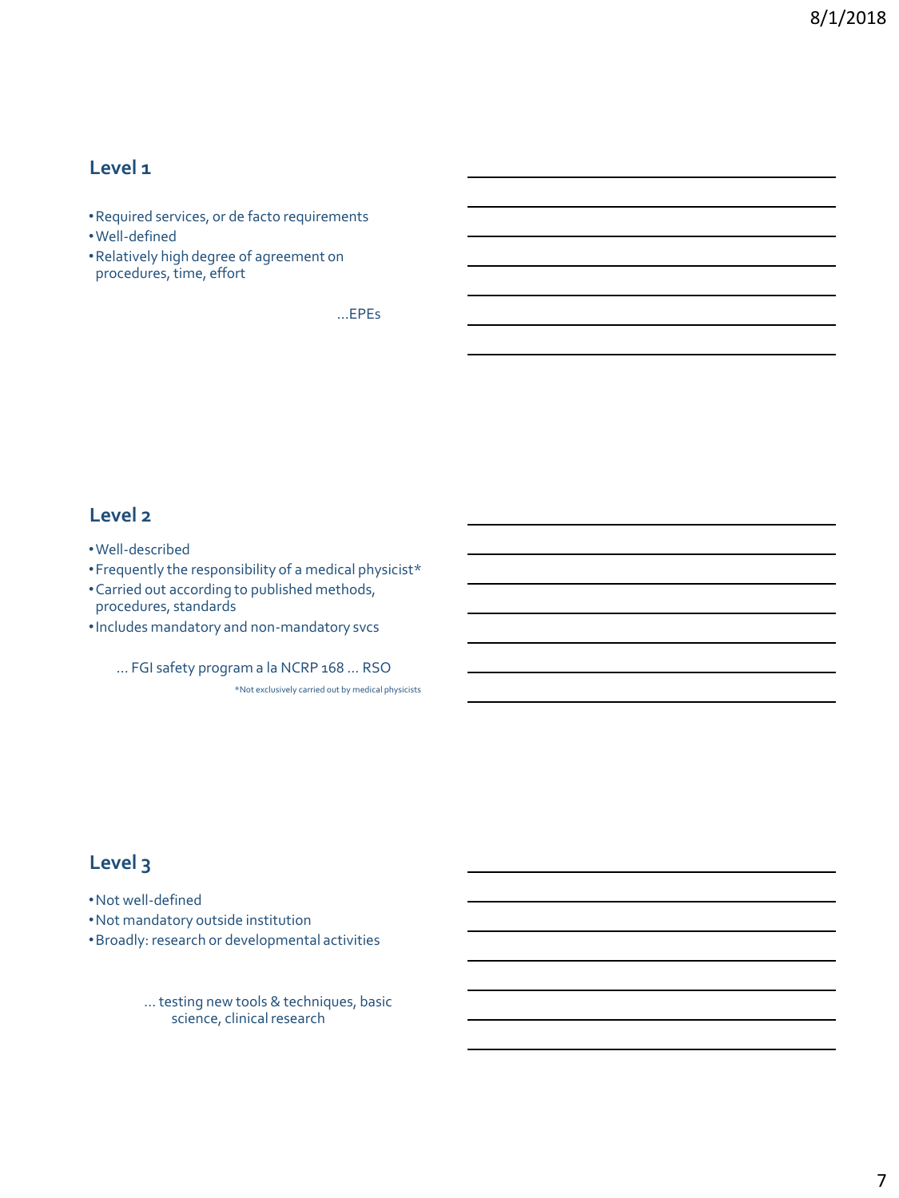## Level 1

- Required services, or de facto requirements
- Well-defined
- Relatively high degree of agreement on procedures, time, effort

…EPEs

## Level 2

- Well-described
- Frequently the responsibility of a medical physicist*
- Carried out according to published methods, procedures, standards
- Includes mandatory and non-mandatory svcs

… FGI safety program a la NCRP 168 … RSO

*Not exclusively carried out by medical physicists

## Level 3

- Not well-defined
- Not mandatory outside institution
- Broadly: research or developmental activities

… testing new tools & techniques, basic science, clinical research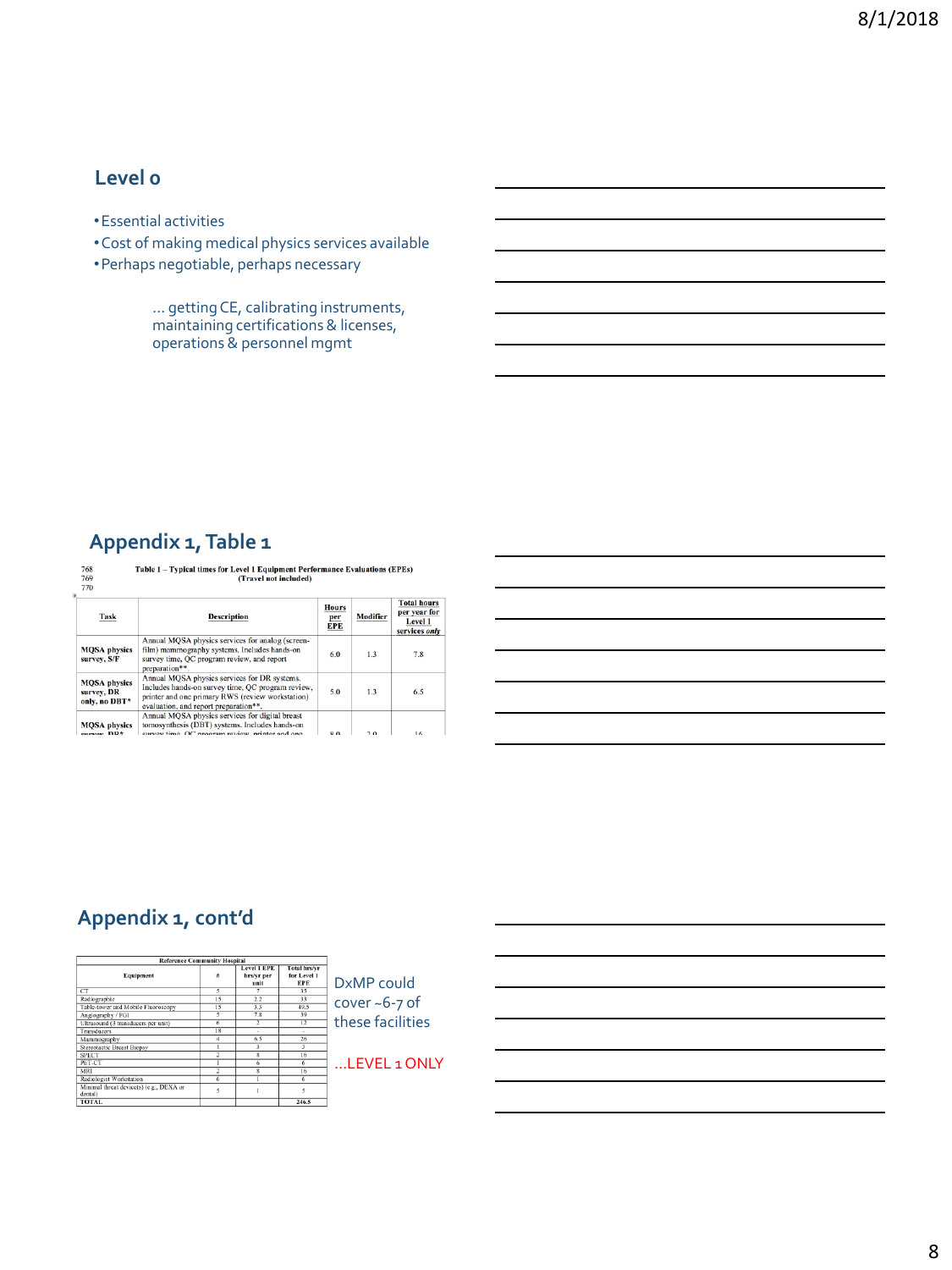## Level 0

- Essential activities
- Cost of making medical physics services available
- Perhaps negotiable, perhaps necessary

… getting CE, calibrating instruments, maintaining certifications & licenses, operations & personnel mgmt

## Appendix 1, Table 1

768
769
770

**Table 1 – Typical times for Level 1 Equipment Performance Evaluations (EPEs)**
**(Travel not included)**

| Task | Description | Hours per EPE | Modifier | Total hours per year for Level 1 services *only* |
|---|---|---|---|---|
| **MQSA physics survey, S/F** | Annual MQSA physics services for analog (screen-film) mammography systems. Includes hands-on survey time, QC program review, and report preparation**. | 6.0 | 1.3 | 7.8 |
| **MQSA physics survey, DR only, no DBT*** | Annual MQSA physics services for DR systems. Includes hands-on survey time, QC program review, printer and one primary RWS (review workstation) evaluation, and report preparation**. | 5.0 | 1.3 | 6.5 |
| **MQSA physics survey, DR*** | Annual MQSA physics services for digital breast tomosynthesis (DBT) systems. Includes hands-on survey time, QC program review, printer and one | 8.0 | 2.0 | 16 |

## Appendix 1, cont'd

| Reference Community Hospital | | | |
|---|---|---|---|
| Equipment | # | Level 1 EPE hrs/yr per unit | Total hrs/yr for Level 1 EPE |
| CT | 5 | 7 | 35 |
| Radiographic | 15 | 2.2 | 33 |
| Table-tower and Mobile Fluoroscopy | 15 | 3.3 | 49.5 |
| Angiography / FGI | 5 | 7.8 | 39 |
| Ultrasound (3 transducers per unit) | 6 | 2 | 12 |
| Transducers | 18 | - | - |
| Mammography | 4 | 6.5 | 26 |
| Stereotactic Breast Biopsy | 1 | 3 | 3 |
| SPECT | 2 | 8 | 16 |
| PET-CT | 1 | 6 | 6 |
| MRI | 2 | 8 | 16 |
| Radiologist Workstation | 6 | 1 | 6 |
| Minimal threat device(s) (e.g., DEXA or dental) | 5 | 1 | 5 |
| TOTAL | | | 246.5 |

DxMP could cover ~6-7 of these facilities

…LEVEL 1 ONLY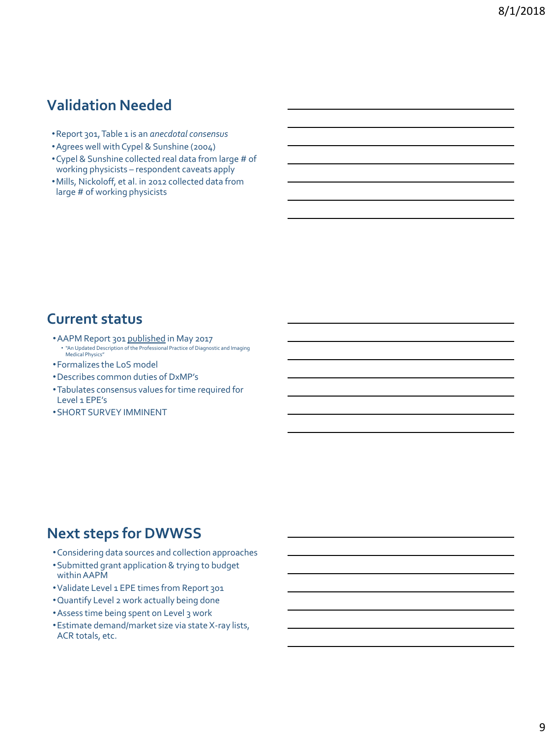## Validation Needed

- Report 301, Table 1 is an *anecdotal consensus*
- Agrees well with Cypel & Sunshine (2004)
- Cypel & Sunshine collected real data from large # of working physicists – respondent caveats apply
- Mills, Nickoloff, et al. in 2012 collected data from large # of working physicists

## Current status

- AAPM Report 301 published in May 2017
  - "An Updated Description of the Professional Practice of Diagnostic and Imaging Medical Physics"
- Formalizes the LoS model
- Describes common duties of DxMP's
- Tabulates consensus values for time required for Level 1 EPE's
- SHORT SURVEY IMMINENT

## Next steps for DWWSS

- Considering data sources and collection approaches
- Submitted grant application & trying to budget within AAPM
- Validate Level 1 EPE times from Report 301
- Quantify Level 2 work actually being done
- Assess time being spent on Level 3 work
- Estimate demand/market size via state X-ray lists, ACR totals, etc.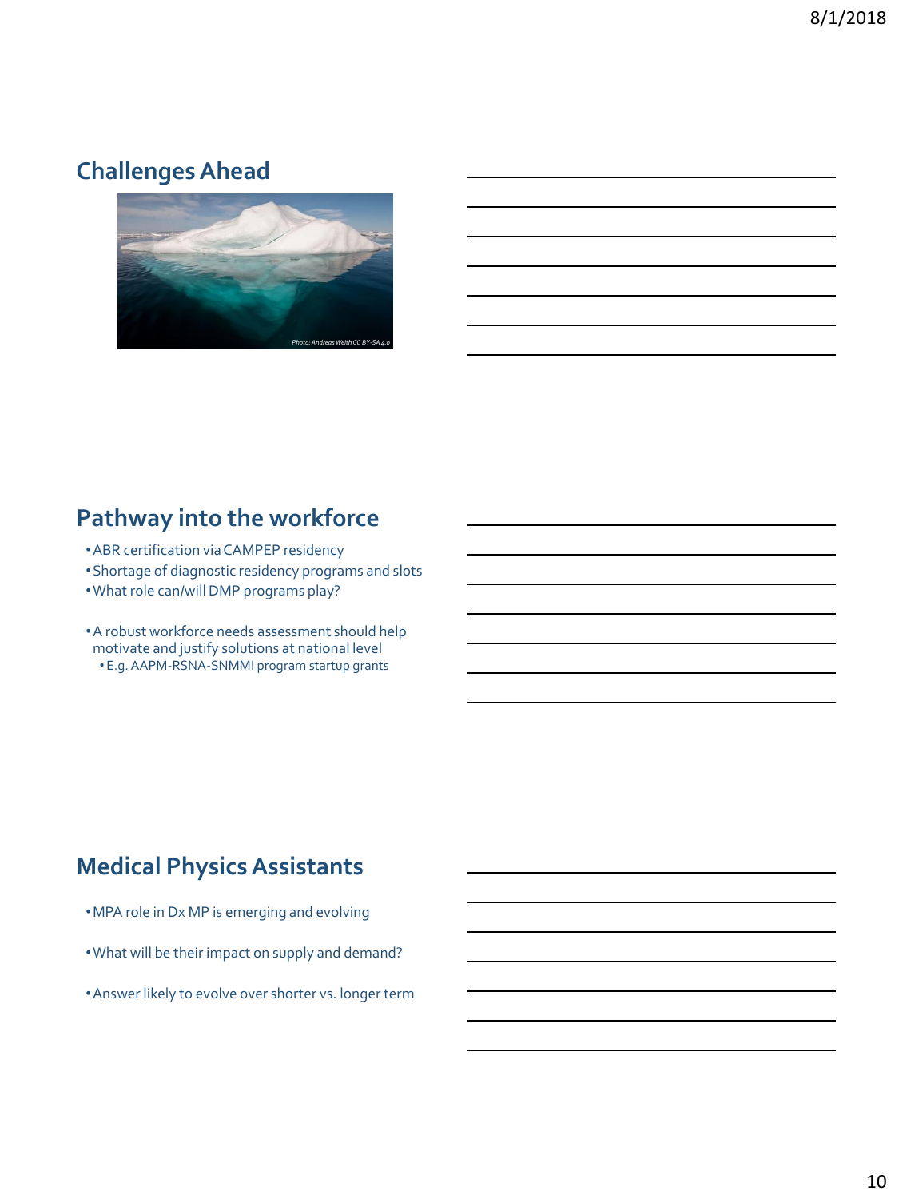## Challenges Ahead

Photo: Andreas Weith CC BY-SA 4.0

## Pathway into the workforce

- ABR certification via CAMPEP residency
- Shortage of diagnostic residency programs and slots
- What role can/will DMP programs play?
- A robust workforce needs assessment should help motivate and justify solutions at national level
  - E.g. AAPM-RSNA-SNMMI program startup grants

## Medical Physics Assistants

- MPA role in Dx MP is emerging and evolving
- What will be their impact on supply and demand?
- Answer likely to evolve over shorter vs. longer term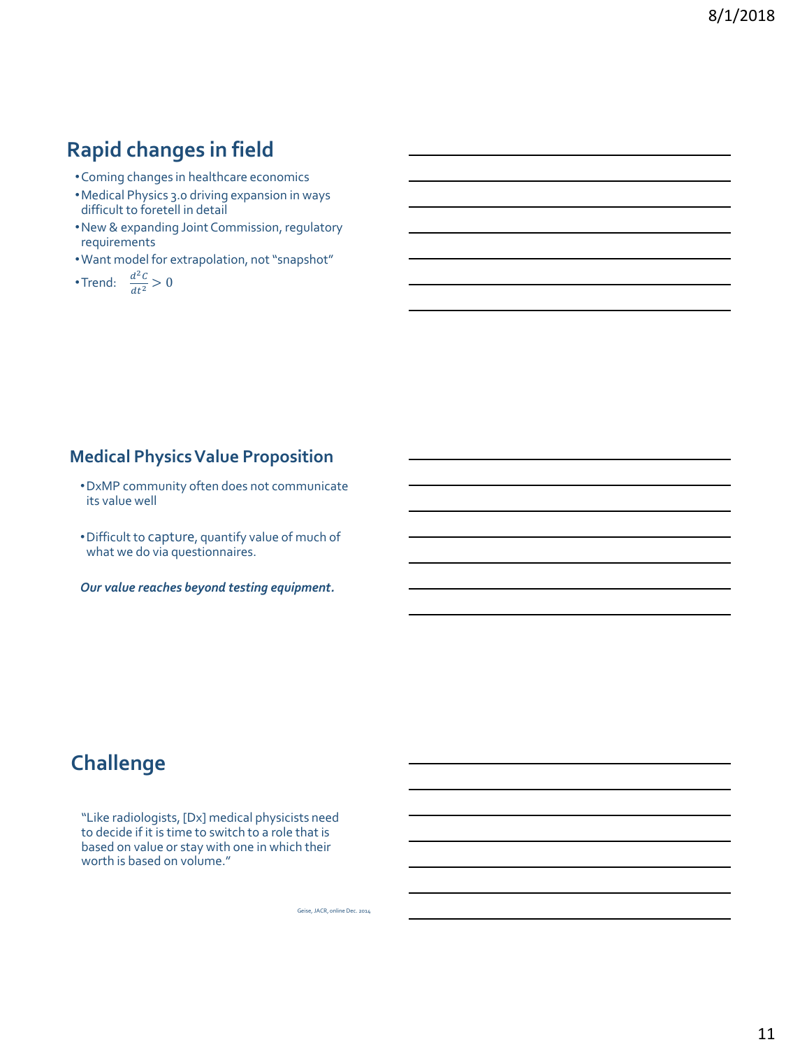## Rapid changes in field

- Coming changes in healthcare economics
- Medical Physics 3.0 driving expansion in ways difficult to foretell in detail
- New & expanding Joint Commission, regulatory requirements
- Want model for extrapolation, not "snapshot"
- Trend: $\frac{d^2C}{dt^2} > 0$

## Medical Physics Value Proposition

- DxMP community often does not communicate its value well
- Difficult to capture, quantify value of much of what we do via questionnaires.

***Our value reaches beyond testing equipment.***

## Challenge

"Like radiologists, [Dx] medical physicists need to decide if it is time to switch to a role that is based on value or stay with one in which their worth is based on volume."

Geise, JACR, online Dec. 2014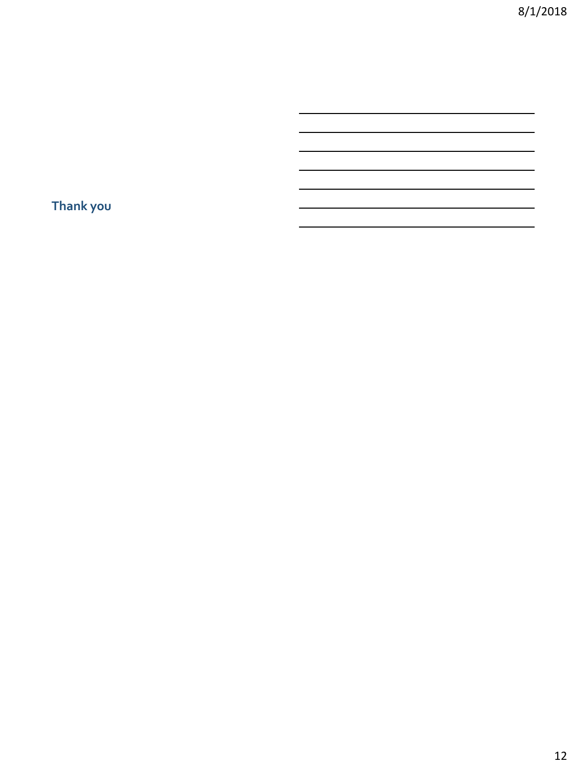**Thank you**